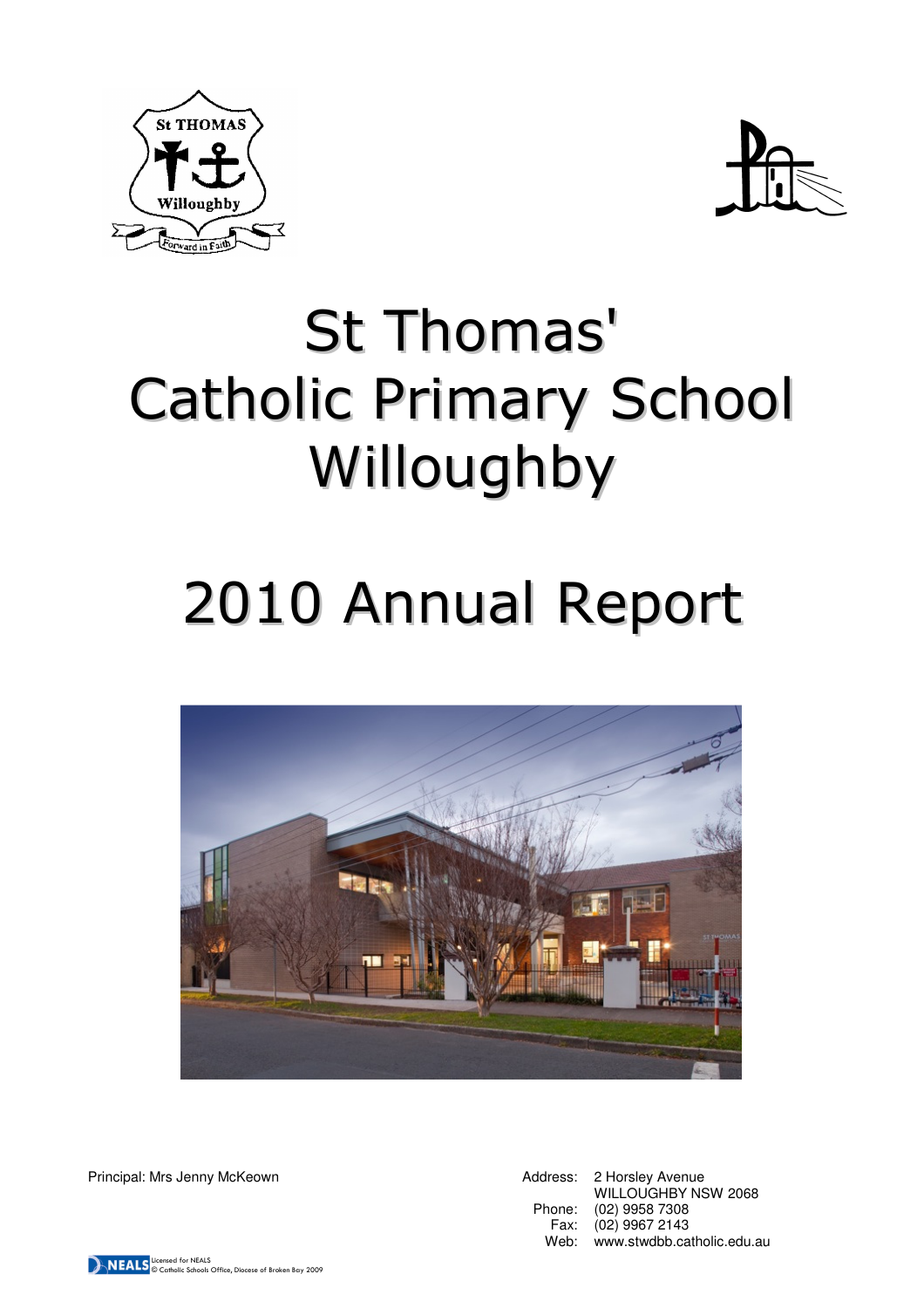# St Thomas' Catholic Primary School Willoughby

# 2010 Annual Report

Principal: Mrs Jenny McKeown

Address: 2 Horsley Avenue
WILLOUGHBY NSW 2068
Phone: (02) 9958 7308
Fax: (02) 9967 2143
Web: www.stwdbb.catholic.edu.au

Licensed for NEALS
© Catholic Schools Office, Diocese of Broken Bay 2009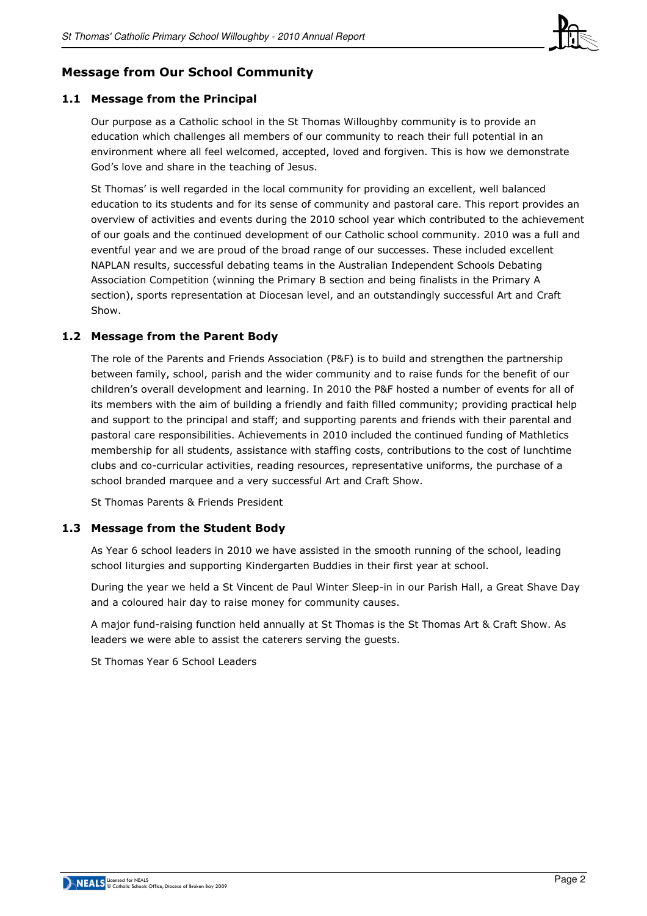## Message from Our School Community

### 1.1 Message from the Principal

Our purpose as a Catholic school in the St Thomas Willoughby community is to provide an education which challenges all members of our community to reach their full potential in an environment where all feel welcomed, accepted, loved and forgiven. This is how we demonstrate God's love and share in the teaching of Jesus.

St Thomas' is well regarded in the local community for providing an excellent, well balanced education to its students and for its sense of community and pastoral care. This report provides an overview of activities and events during the 2010 school year which contributed to the achievement of our goals and the continued development of our Catholic school community. 2010 was a full and eventful year and we are proud of the broad range of our successes. These included excellent NAPLAN results, successful debating teams in the Australian Independent Schools Debating Association Competition (winning the Primary B section and being finalists in the Primary A section), sports representation at Diocesan level, and an outstandingly successful Art and Craft Show.

### 1.2 Message from the Parent Body

The role of the Parents and Friends Association (P&F) is to build and strengthen the partnership between family, school, parish and the wider community and to raise funds for the benefit of our children's overall development and learning. In 2010 the P&F hosted a number of events for all of its members with the aim of building a friendly and faith filled community; providing practical help and support to the principal and staff; and supporting parents and friends with their parental and pastoral care responsibilities. Achievements in 2010 included the continued funding of Mathletics membership for all students, assistance with staffing costs, contributions to the cost of lunchtime clubs and co-curricular activities, reading resources, representative uniforms, the purchase of a school branded marquee and a very successful Art and Craft Show.

St Thomas Parents & Friends President

### 1.3 Message from the Student Body

As Year 6 school leaders in 2010 we have assisted in the smooth running of the school, leading school liturgies and supporting Kindergarten Buddies in their first year at school.

During the year we held a St Vincent de Paul Winter Sleep-in in our Parish Hall, a Great Shave Day and a coloured hair day to raise money for community causes.

A major fund-raising function held annually at St Thomas is the St Thomas Art & Craft Show. As leaders we were able to assist the caterers serving the guests.

St Thomas Year 6 School Leaders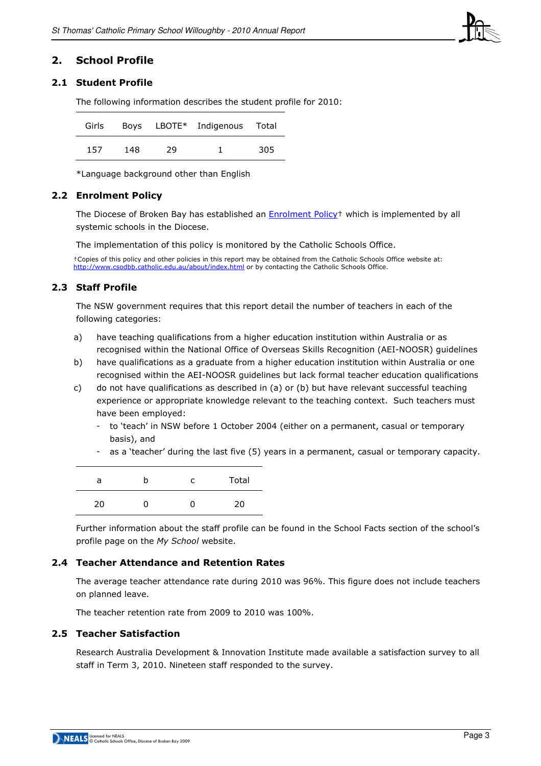## 2. School Profile

### 2.1 Student Profile

The following information describes the student profile for 2010:

| Girls | Boys | LBOTE* | Indigenous | Total |
|---|---|---|---|---|
| 157 | 148 | 29 | 1 | 305 |

*Language background other than English

### 2.2 Enrolment Policy

The Diocese of Broken Bay has established an Enrolment Policy† which is implemented by all systemic schools in the Diocese.

The implementation of this policy is monitored by the Catholic Schools Office.

†Copies of this policy and other policies in this report may be obtained from the Catholic Schools Office website at: http://www.csodbb.catholic.edu.au/about/index.html or by contacting the Catholic Schools Office.

### 2.3 Staff Profile

The NSW government requires that this report detail the number of teachers in each of the following categories:

a) have teaching qualifications from a higher education institution within Australia or as recognised within the National Office of Overseas Skills Recognition (AEI-NOOSR) guidelines

b) have qualifications as a graduate from a higher education institution within Australia or one recognised within the AEI-NOOSR guidelines but lack formal teacher education qualifications

c) do not have qualifications as described in (a) or (b) but have relevant successful teaching experience or appropriate knowledge relevant to the teaching context. Such teachers must have been employed:
   - to 'teach' in NSW before 1 October 2004 (either on a permanent, casual or temporary basis), and
   - as a 'teacher' during the last five (5) years in a permanent, casual or temporary capacity.

| a | b | c | Total |
|---|---|---|---|
| 20 | 0 | 0 | 20 |

Further information about the staff profile can be found in the School Facts section of the school's profile page on the *My School* website.

### 2.4 Teacher Attendance and Retention Rates

The average teacher attendance rate during 2010 was 96%. This figure does not include teachers on planned leave.

The teacher retention rate from 2009 to 2010 was 100%.

### 2.5 Teacher Satisfaction

Research Australia Development & Innovation Institute made available a satisfaction survey to all staff in Term 3, 2010. Nineteen staff responded to the survey.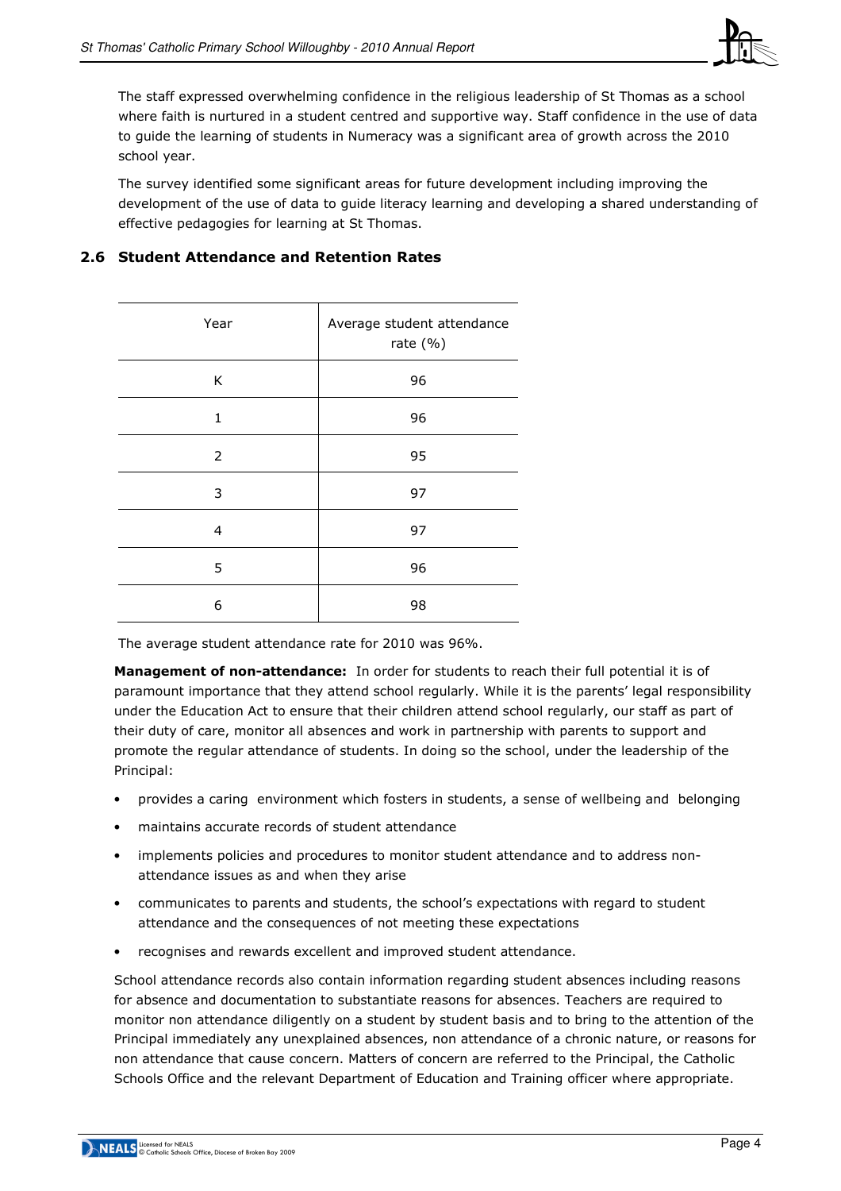The staff expressed overwhelming confidence in the religious leadership of St Thomas as a school where faith is nurtured in a student centred and supportive way. Staff confidence in the use of data to guide the learning of students in Numeracy was a significant area of growth across the 2010 school year.

The survey identified some significant areas for future development including improving the development of the use of data to guide literacy learning and developing a shared understanding of effective pedagogies for learning at St Thomas.

## 2.6 Student Attendance and Retention Rates

| Year | Average student attendance rate (%) |
|---|---|
| K | 96 |
| 1 | 96 |
| 2 | 95 |
| 3 | 97 |
| 4 | 97 |
| 5 | 96 |
| 6 | 98 |

The average student attendance rate for 2010 was 96%.

**Management of non-attendance:** In order for students to reach their full potential it is of paramount importance that they attend school regularly. While it is the parents' legal responsibility under the Education Act to ensure that their children attend school regularly, our staff as part of their duty of care, monitor all absences and work in partnership with parents to support and promote the regular attendance of students. In doing so the school, under the leadership of the Principal:

- provides a caring environment which fosters in students, a sense of wellbeing and belonging
- maintains accurate records of student attendance
- implements policies and procedures to monitor student attendance and to address non-attendance issues as and when they arise
- communicates to parents and students, the school's expectations with regard to student attendance and the consequences of not meeting these expectations
- recognises and rewards excellent and improved student attendance.

School attendance records also contain information regarding student absences including reasons for absence and documentation to substantiate reasons for absences. Teachers are required to monitor non attendance diligently on a student by student basis and to bring to the attention of the Principal immediately any unexplained absences, non attendance of a chronic nature, or reasons for non attendance that cause concern. Matters of concern are referred to the Principal, the Catholic Schools Office and the relevant Department of Education and Training officer where appropriate.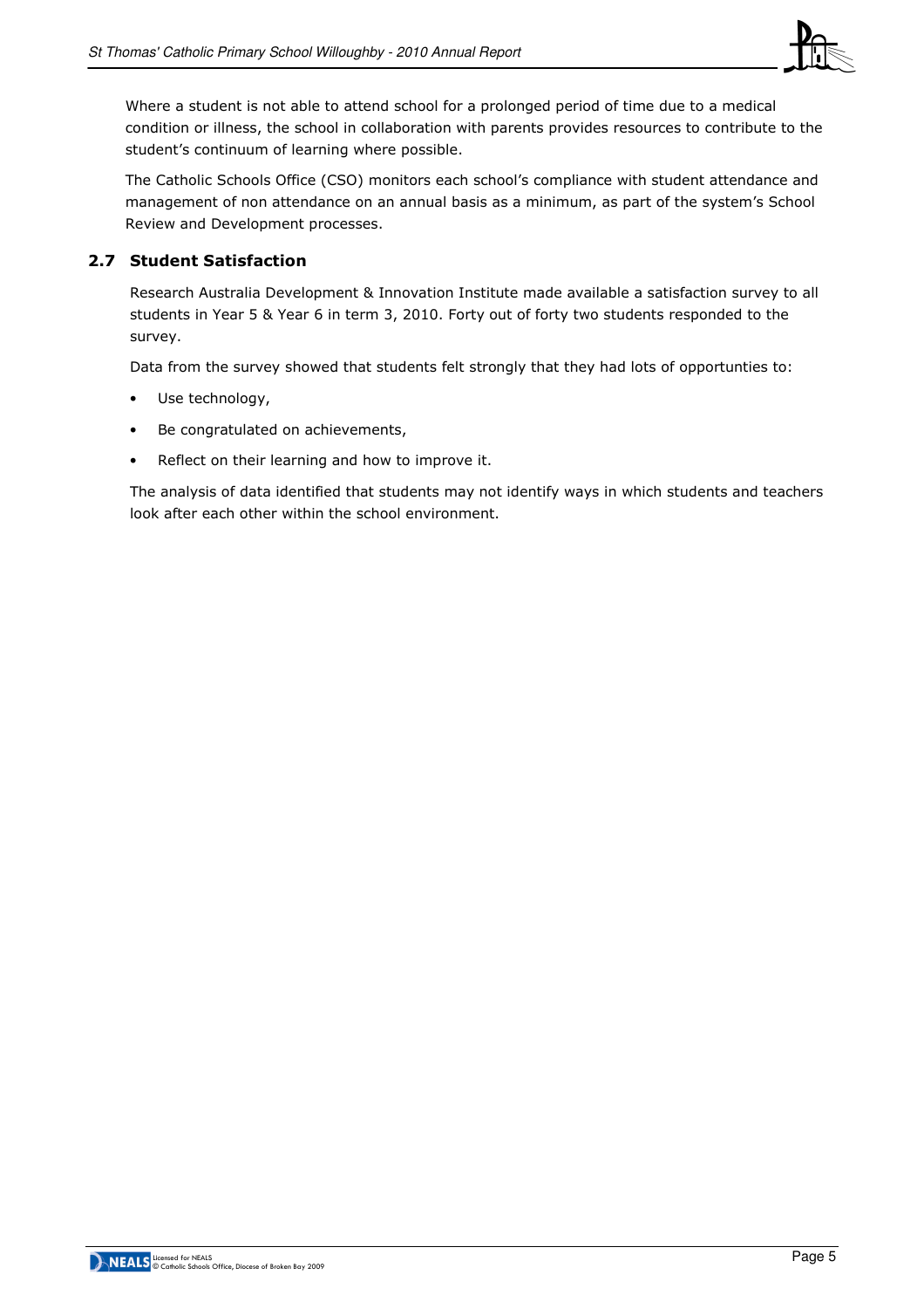Where a student is not able to attend school for a prolonged period of time due to a medical condition or illness, the school in collaboration with parents provides resources to contribute to the student's continuum of learning where possible.

The Catholic Schools Office (CSO) monitors each school's compliance with student attendance and management of non attendance on an annual basis as a minimum, as part of the system's School Review and Development processes.

## 2.7 Student Satisfaction

Research Australia Development & Innovation Institute made available a satisfaction survey to all students in Year 5 & Year 6 in term 3, 2010. Forty out of forty two students responded to the survey.

Data from the survey showed that students felt strongly that they had lots of opportunties to:

- Use technology,
- Be congratulated on achievements,
- Reflect on their learning and how to improve it.

The analysis of data identified that students may not identify ways in which students and teachers look after each other within the school environment.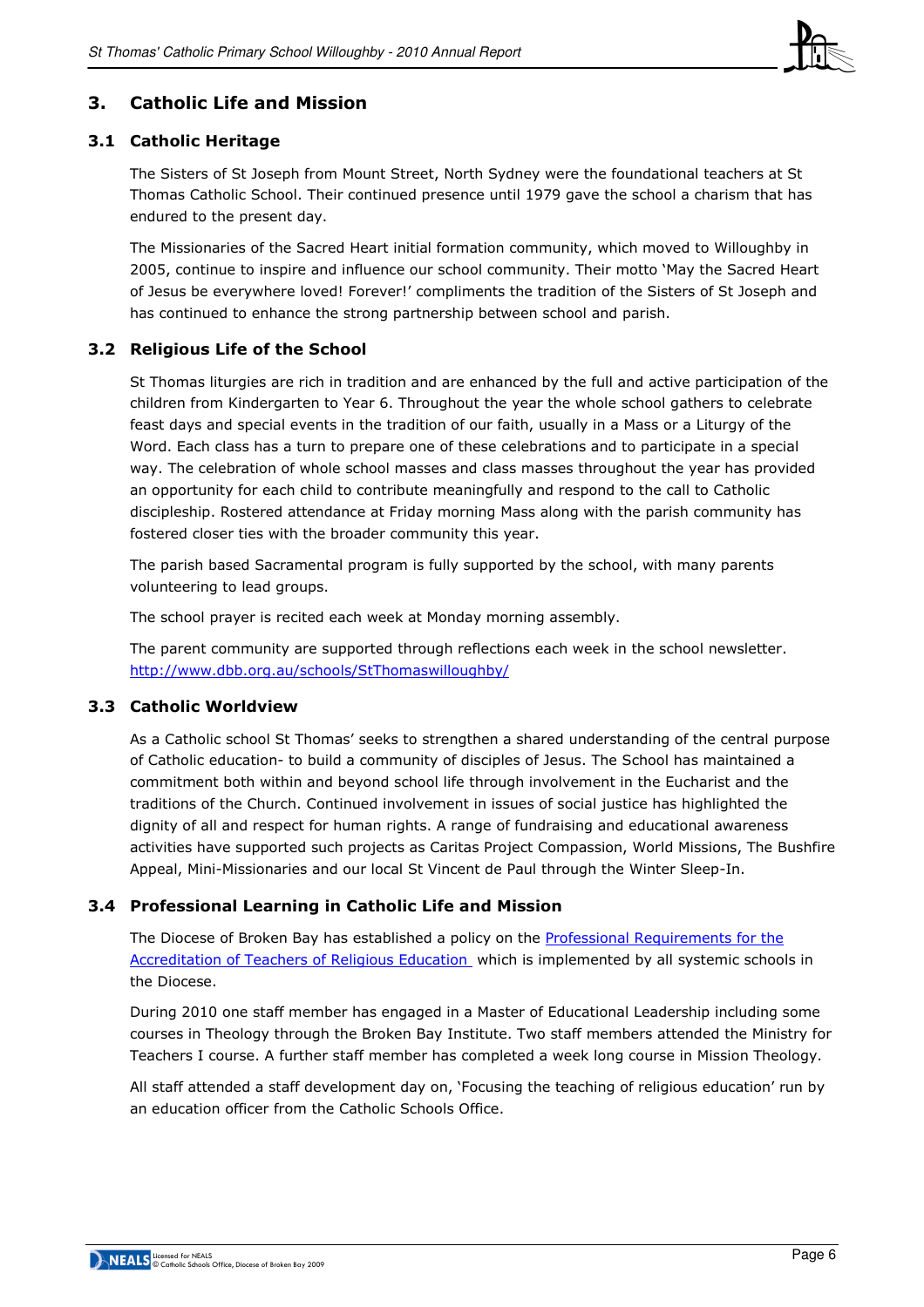## 3. Catholic Life and Mission

### 3.1 Catholic Heritage

The Sisters of St Joseph from Mount Street, North Sydney were the foundational teachers at St Thomas Catholic School. Their continued presence until 1979 gave the school a charism that has endured to the present day.

The Missionaries of the Sacred Heart initial formation community, which moved to Willoughby in 2005, continue to inspire and influence our school community. Their motto 'May the Sacred Heart of Jesus be everywhere loved! Forever!' compliments the tradition of the Sisters of St Joseph and has continued to enhance the strong partnership between school and parish.

### 3.2 Religious Life of the School

St Thomas liturgies are rich in tradition and are enhanced by the full and active participation of the children from Kindergarten to Year 6. Throughout the year the whole school gathers to celebrate feast days and special events in the tradition of our faith, usually in a Mass or a Liturgy of the Word. Each class has a turn to prepare one of these celebrations and to participate in a special way. The celebration of whole school masses and class masses throughout the year has provided an opportunity for each child to contribute meaningfully and respond to the call to Catholic discipleship. Rostered attendance at Friday morning Mass along with the parish community has fostered closer ties with the broader community this year.

The parish based Sacramental program is fully supported by the school, with many parents volunteering to lead groups.

The school prayer is recited each week at Monday morning assembly.

The parent community are supported through reflections each week in the school newsletter. [http://www.dbb.org.au/schools/StThomaswilloughby/](http://www.dbb.org.au/schools/StThomaswilloughby/)

### 3.3 Catholic Worldview

As a Catholic school St Thomas' seeks to strengthen a shared understanding of the central purpose of Catholic education- to build a community of disciples of Jesus. The School has maintained a commitment both within and beyond school life through involvement in the Eucharist and the traditions of the Church. Continued involvement in issues of social justice has highlighted the dignity of all and respect for human rights. A range of fundraising and educational awareness activities have supported such projects as Caritas Project Compassion, World Missions, The Bushfire Appeal, Mini-Missionaries and our local St Vincent de Paul through the Winter Sleep-In.

### 3.4 Professional Learning in Catholic Life and Mission

The Diocese of Broken Bay has established a policy on the Professional Requirements for the Accreditation of Teachers of Religious Education which is implemented by all systemic schools in the Diocese.

During 2010 one staff member has engaged in a Master of Educational Leadership including some courses in Theology through the Broken Bay Institute. Two staff members attended the Ministry for Teachers I course. A further staff member has completed a week long course in Mission Theology.

All staff attended a staff development day on, 'Focusing the teaching of religious education' run by an education officer from the Catholic Schools Office.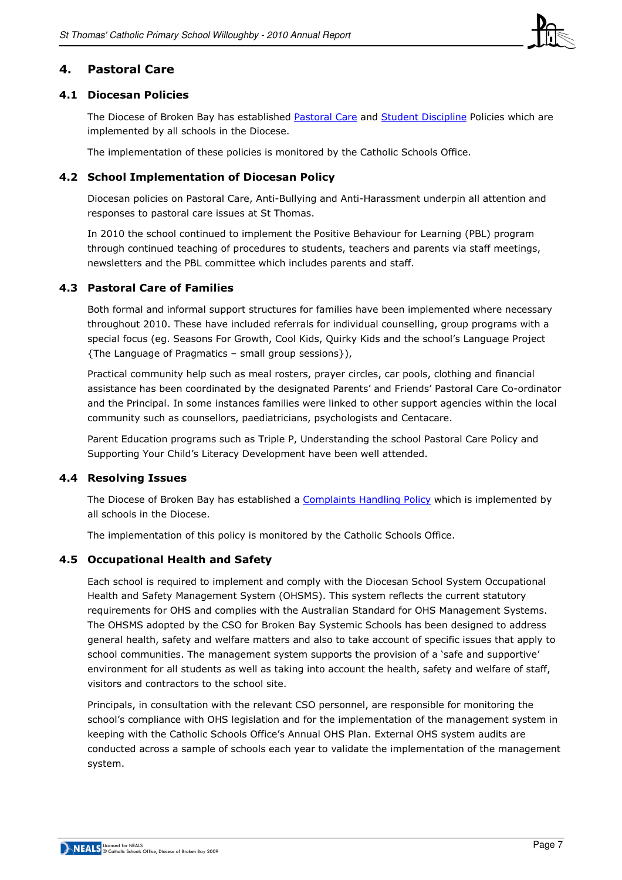## 4. Pastoral Care

### 4.1 Diocesan Policies

The Diocese of Broken Bay has established Pastoral Care and Student Discipline Policies which are implemented by all schools in the Diocese.

The implementation of these policies is monitored by the Catholic Schools Office.

### 4.2 School Implementation of Diocesan Policy

Diocesan policies on Pastoral Care, Anti-Bullying and Anti-Harassment underpin all attention and responses to pastoral care issues at St Thomas.

In 2010 the school continued to implement the Positive Behaviour for Learning (PBL) program through continued teaching of procedures to students, teachers and parents via staff meetings, newsletters and the PBL committee which includes parents and staff.

### 4.3 Pastoral Care of Families

Both formal and informal support structures for families have been implemented where necessary throughout 2010. These have included referrals for individual counselling, group programs with a special focus (eg. Seasons For Growth, Cool Kids, Quirky Kids and the school's Language Project {The Language of Pragmatics – small group sessions}),

Practical community help such as meal rosters, prayer circles, car pools, clothing and financial assistance has been coordinated by the designated Parents' and Friends' Pastoral Care Co-ordinator and the Principal. In some instances families were linked to other support agencies within the local community such as counsellors, paediatricians, psychologists and Centacare.

Parent Education programs such as Triple P, Understanding the school Pastoral Care Policy and Supporting Your Child's Literacy Development have been well attended.

### 4.4 Resolving Issues

The Diocese of Broken Bay has established a Complaints Handling Policy which is implemented by all schools in the Diocese.

The implementation of this policy is monitored by the Catholic Schools Office.

### 4.5 Occupational Health and Safety

Each school is required to implement and comply with the Diocesan School System Occupational Health and Safety Management System (OHSMS). This system reflects the current statutory requirements for OHS and complies with the Australian Standard for OHS Management Systems. The OHSMS adopted by the CSO for Broken Bay Systemic Schools has been designed to address general health, safety and welfare matters and also to take account of specific issues that apply to school communities. The management system supports the provision of a 'safe and supportive' environment for all students as well as taking into account the health, safety and welfare of staff, visitors and contractors to the school site.

Principals, in consultation with the relevant CSO personnel, are responsible for monitoring the school's compliance with OHS legislation and for the implementation of the management system in keeping with the Catholic Schools Office's Annual OHS Plan. External OHS system audits are conducted across a sample of schools each year to validate the implementation of the management system.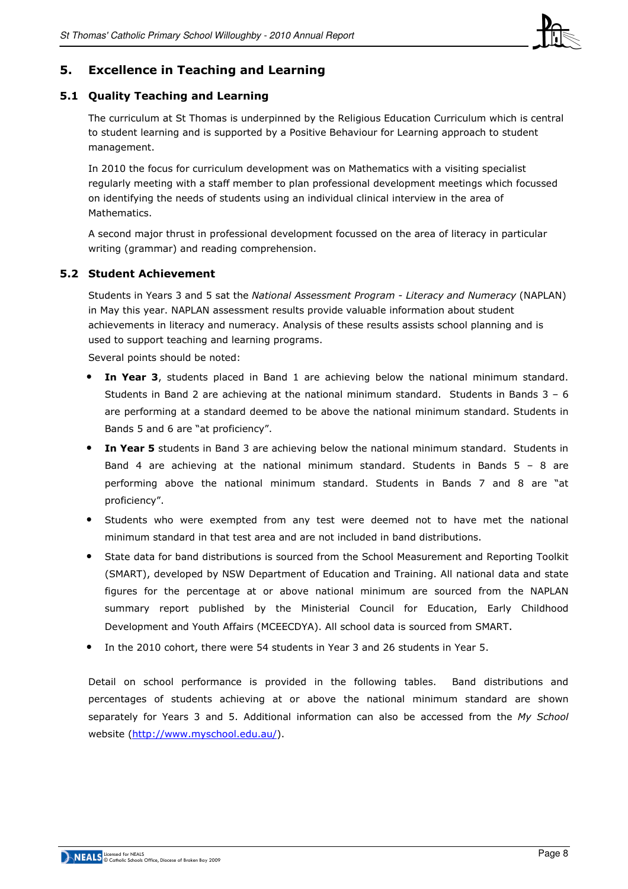## 5. Excellence in Teaching and Learning

### 5.1 Quality Teaching and Learning

The curriculum at St Thomas is underpinned by the Religious Education Curriculum which is central to student learning and is supported by a Positive Behaviour for Learning approach to student management.

In 2010 the focus for curriculum development was on Mathematics with a visiting specialist regularly meeting with a staff member to plan professional development meetings which focussed on identifying the needs of students using an individual clinical interview in the area of Mathematics.

A second major thrust in professional development focussed on the area of literacy in particular writing (grammar) and reading comprehension.

### 5.2 Student Achievement

Students in Years 3 and 5 sat the *National Assessment Program - Literacy and Numeracy* (NAPLAN) in May this year. NAPLAN assessment results provide valuable information about student achievements in literacy and numeracy. Analysis of these results assists school planning and is used to support teaching and learning programs.

Several points should be noted:

- **In Year 3**, students placed in Band 1 are achieving below the national minimum standard. Students in Band 2 are achieving at the national minimum standard. Students in Bands 3 – 6 are performing at a standard deemed to be above the national minimum standard. Students in Bands 5 and 6 are "at proficiency".
- **In Year 5** students in Band 3 are achieving below the national minimum standard. Students in Band 4 are achieving at the national minimum standard. Students in Bands 5 – 8 are performing above the national minimum standard. Students in Bands 7 and 8 are "at proficiency".
- Students who were exempted from any test were deemed not to have met the national minimum standard in that test area and are not included in band distributions.
- State data for band distributions is sourced from the School Measurement and Reporting Toolkit (SMART), developed by NSW Department of Education and Training. All national data and state figures for the percentage at or above national minimum are sourced from the NAPLAN summary report published by the Ministerial Council for Education, Early Childhood Development and Youth Affairs (MCEECDYA). All school data is sourced from SMART.
- In the 2010 cohort, there were 54 students in Year 3 and 26 students in Year 5.

Detail on school performance is provided in the following tables. Band distributions and percentages of students achieving at or above the national minimum standard are shown separately for Years 3 and 5. Additional information can also be accessed from the *My School* website (http://www.myschool.edu.au/).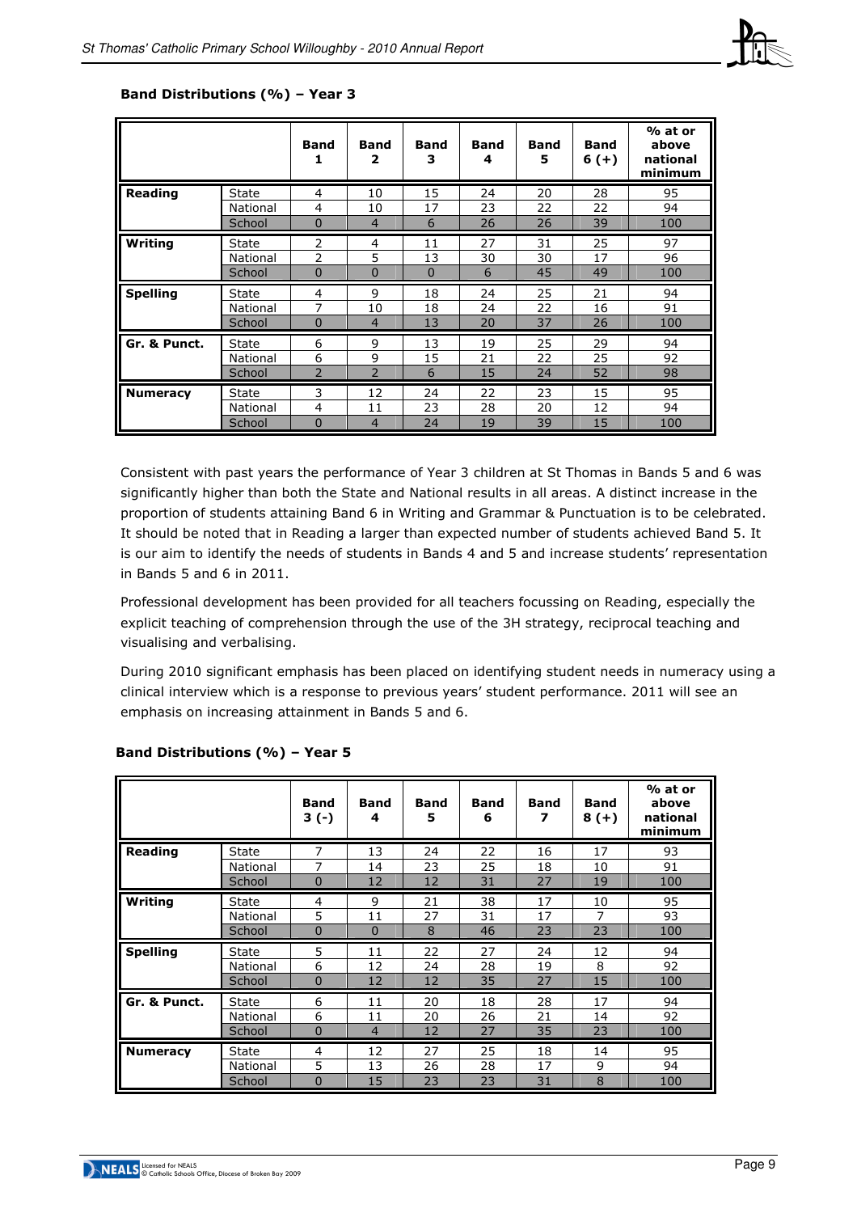### Band Distributions (%) – Year 3

| | | Band 1 | Band 2 | Band 3 | Band 4 | Band 5 | Band 6 (+) | % at or above national minimum |
|---|---|---|---|---|---|---|---|---|
| **Reading** | State | 4 | 10 | 15 | 24 | 20 | 28 | 95 |
| | National | 4 | 10 | 17 | 23 | 22 | 22 | 94 |
| | School | 0 | 4 | 6 | 26 | 26 | 39 | 100 |
| **Writing** | State | 2 | 4 | 11 | 27 | 31 | 25 | 97 |
| | National | 2 | 5 | 13 | 30 | 30 | 17 | 96 |
| | School | 0 | 0 | 0 | 6 | 45 | 49 | 100 |
| **Spelling** | State | 4 | 9 | 18 | 24 | 25 | 21 | 94 |
| | National | 7 | 10 | 18 | 24 | 22 | 16 | 91 |
| | School | 0 | 4 | 13 | 20 | 37 | 26 | 100 |
| **Gr. & Punct.** | State | 6 | 9 | 13 | 19 | 25 | 29 | 94 |
| | National | 6 | 9 | 15 | 21 | 22 | 25 | 92 |
| | School | 2 | 2 | 6 | 15 | 24 | 52 | 98 |
| **Numeracy** | State | 3 | 12 | 24 | 22 | 23 | 15 | 95 |
| | National | 4 | 11 | 23 | 28 | 20 | 12 | 94 |
| | School | 0 | 4 | 24 | 19 | 39 | 15 | 100 |

Consistent with past years the performance of Year 3 children at St Thomas in Bands 5 and 6 was significantly higher than both the State and National results in all areas. A distinct increase in the proportion of students attaining Band 6 in Writing and Grammar & Punctuation is to be celebrated. It should be noted that in Reading a larger than expected number of students achieved Band 5. It is our aim to identify the needs of students in Bands 4 and 5 and increase students' representation in Bands 5 and 6 in 2011.

Professional development has been provided for all teachers focussing on Reading, especially the explicit teaching of comprehension through the use of the 3H strategy, reciprocal teaching and visualising and verbalising.

During 2010 significant emphasis has been placed on identifying student needs in numeracy using a clinical interview which is a response to previous years' student performance. 2011 will see an emphasis on increasing attainment in Bands 5 and 6.

### Band Distributions (%) – Year 5

| | | Band 3 (-) | Band 4 | Band 5 | Band 6 | Band 7 | Band 8 (+) | % at or above national minimum |
|---|---|---|---|---|---|---|---|---|
| **Reading** | State | 7 | 13 | 24 | 22 | 16 | 17 | 93 |
| | National | 7 | 14 | 23 | 25 | 18 | 10 | 91 |
| | School | 0 | 12 | 12 | 31 | 27 | 19 | 100 |
| **Writing** | State | 4 | 9 | 21 | 38 | 17 | 10 | 95 |
| | National | 5 | 11 | 27 | 31 | 17 | 7 | 93 |
| | School | 0 | 0 | 8 | 46 | 23 | 23 | 100 |
| **Spelling** | State | 5 | 11 | 22 | 27 | 24 | 12 | 94 |
| | National | 6 | 12 | 24 | 28 | 19 | 8 | 92 |
| | School | 0 | 12 | 12 | 35 | 27 | 15 | 100 |
| **Gr. & Punct.** | State | 6 | 11 | 20 | 18 | 28 | 17 | 94 |
| | National | 6 | 11 | 20 | 26 | 21 | 14 | 92 |
| | School | 0 | 4 | 12 | 27 | 35 | 23 | 100 |
| **Numeracy** | State | 4 | 12 | 27 | 25 | 18 | 14 | 95 |
| | National | 5 | 13 | 26 | 28 | 17 | 9 | 94 |
| | School | 0 | 15 | 23 | 23 | 31 | 8 | 100 |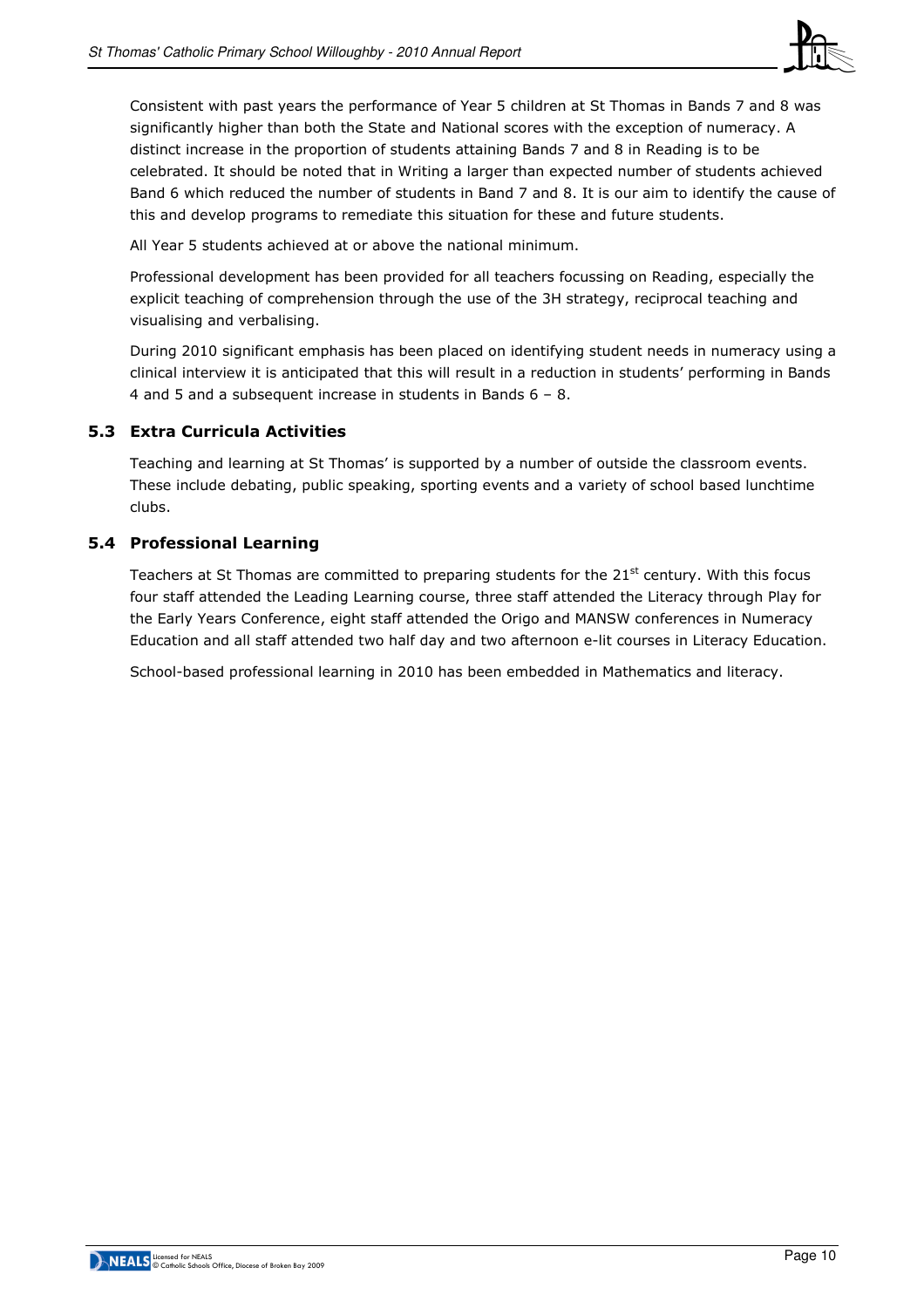Consistent with past years the performance of Year 5 children at St Thomas in Bands 7 and 8 was significantly higher than both the State and National scores with the exception of numeracy. A distinct increase in the proportion of students attaining Bands 7 and 8 in Reading is to be celebrated. It should be noted that in Writing a larger than expected number of students achieved Band 6 which reduced the number of students in Band 7 and 8. It is our aim to identify the cause of this and develop programs to remediate this situation for these and future students.

All Year 5 students achieved at or above the national minimum.

Professional development has been provided for all teachers focussing on Reading, especially the explicit teaching of comprehension through the use of the 3H strategy, reciprocal teaching and visualising and verbalising.

During 2010 significant emphasis has been placed on identifying student needs in numeracy using a clinical interview it is anticipated that this will result in a reduction in students' performing in Bands 4 and 5 and a subsequent increase in students in Bands 6 – 8.

## 5.3 Extra Curricula Activities

Teaching and learning at St Thomas' is supported by a number of outside the classroom events. These include debating, public speaking, sporting events and a variety of school based lunchtime clubs.

## 5.4 Professional Learning

Teachers at St Thomas are committed to preparing students for the 21st century. With this focus four staff attended the Leading Learning course, three staff attended the Literacy through Play for the Early Years Conference, eight staff attended the Origo and MANSW conferences in Numeracy Education and all staff attended two half day and two afternoon e-lit courses in Literacy Education.

School-based professional learning in 2010 has been embedded in Mathematics and literacy.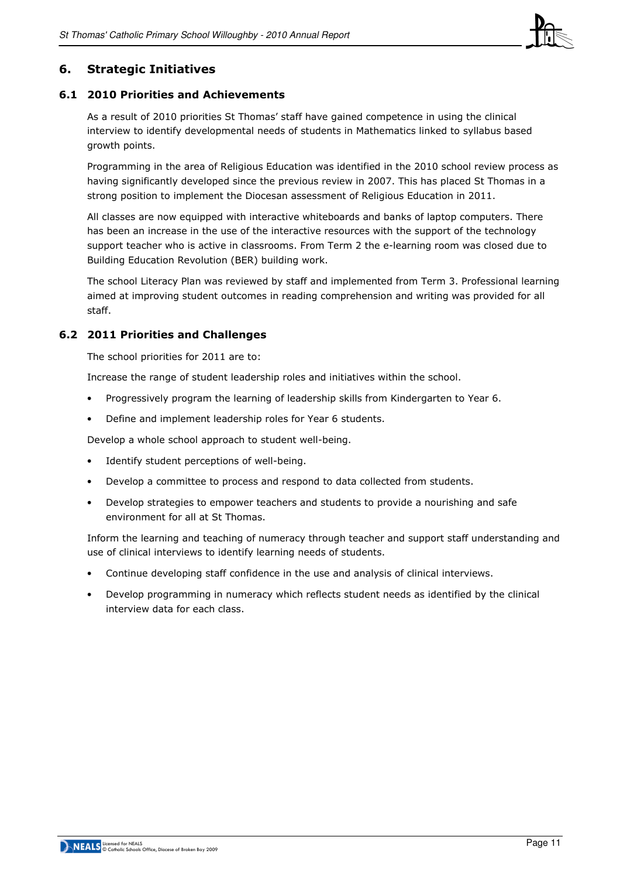## 6. Strategic Initiatives

### 6.1 2010 Priorities and Achievements

As a result of 2010 priorities St Thomas' staff have gained competence in using the clinical interview to identify developmental needs of students in Mathematics linked to syllabus based growth points.

Programming in the area of Religious Education was identified in the 2010 school review process as having significantly developed since the previous review in 2007. This has placed St Thomas in a strong position to implement the Diocesan assessment of Religious Education in 2011.

All classes are now equipped with interactive whiteboards and banks of laptop computers. There has been an increase in the use of the interactive resources with the support of the technology support teacher who is active in classrooms. From Term 2 the e-learning room was closed due to Building Education Revolution (BER) building work.

The school Literacy Plan was reviewed by staff and implemented from Term 3. Professional learning aimed at improving student outcomes in reading comprehension and writing was provided for all staff.

### 6.2 2011 Priorities and Challenges

The school priorities for 2011 are to:

Increase the range of student leadership roles and initiatives within the school.

- Progressively program the learning of leadership skills from Kindergarten to Year 6.
- Define and implement leadership roles for Year 6 students.

Develop a whole school approach to student well-being.

- Identify student perceptions of well-being.
- Develop a committee to process and respond to data collected from students.
- Develop strategies to empower teachers and students to provide a nourishing and safe environment for all at St Thomas.

Inform the learning and teaching of numeracy through teacher and support staff understanding and use of clinical interviews to identify learning needs of students.

- Continue developing staff confidence in the use and analysis of clinical interviews.
- Develop programming in numeracy which reflects student needs as identified by the clinical interview data for each class.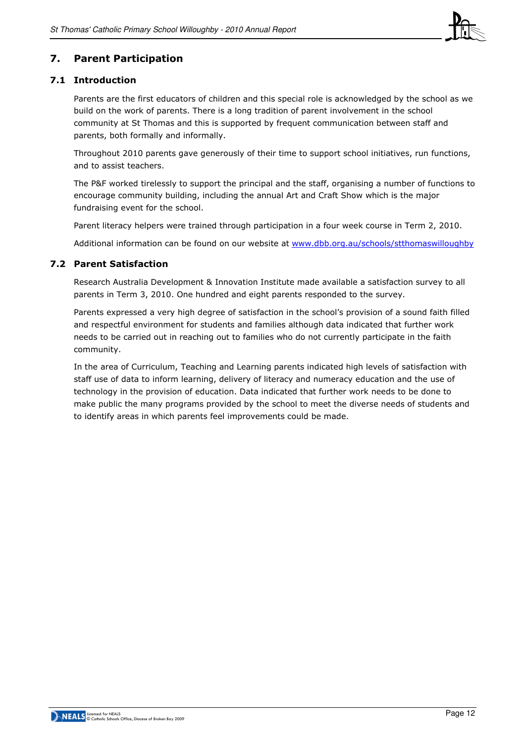## 7. Parent Participation

### 7.1 Introduction

Parents are the first educators of children and this special role is acknowledged by the school as we build on the work of parents. There is a long tradition of parent involvement in the school community at St Thomas and this is supported by frequent communication between staff and parents, both formally and informally.

Throughout 2010 parents gave generously of their time to support school initiatives, run functions, and to assist teachers.

The P&F worked tirelessly to support the principal and the staff, organising a number of functions to encourage community building, including the annual Art and Craft Show which is the major fundraising event for the school.

Parent literacy helpers were trained through participation in a four week course in Term 2, 2010.

Additional information can be found on our website at [www.dbb.org.au/schools/stthomaswilloughby](http://www.dbb.org.au/schools/stthomaswilloughby)

### 7.2 Parent Satisfaction

Research Australia Development & Innovation Institute made available a satisfaction survey to all parents in Term 3, 2010. One hundred and eight parents responded to the survey.

Parents expressed a very high degree of satisfaction in the school's provision of a sound faith filled and respectful environment for students and families although data indicated that further work needs to be carried out in reaching out to families who do not currently participate in the faith community.

In the area of Curriculum, Teaching and Learning parents indicated high levels of satisfaction with staff use of data to inform learning, delivery of literacy and numeracy education and the use of technology in the provision of education. Data indicated that further work needs to be done to make public the many programs provided by the school to meet the diverse needs of students and to identify areas in which parents feel improvements could be made.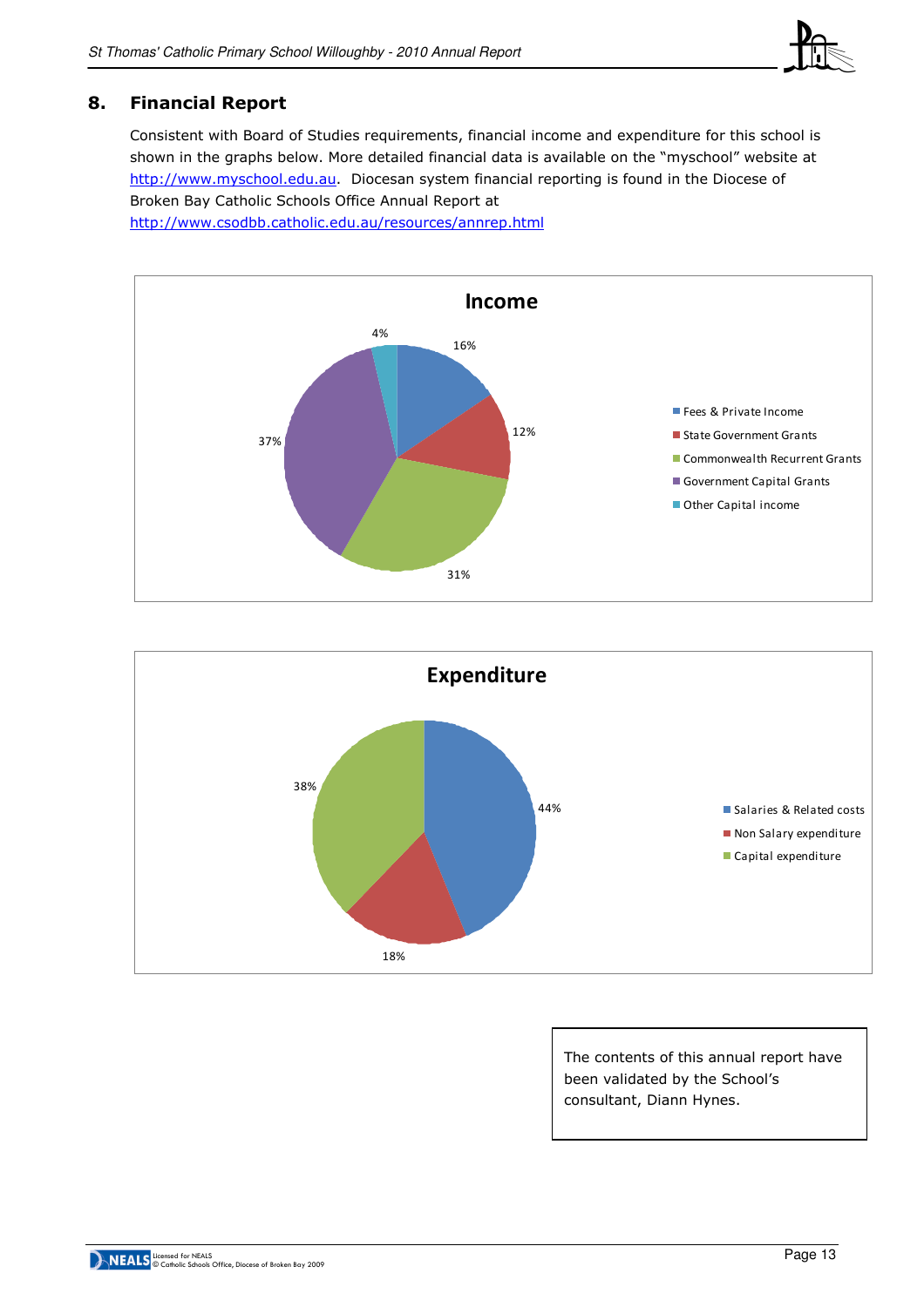## 8. Financial Report

Consistent with Board of Studies requirements, financial income and expenditure for this school is shown in the graphs below. More detailed financial data is available on the "myschool" website at http://www.myschool.edu.au. Diocesan system financial reporting is found in the Diocese of Broken Bay Catholic Schools Office Annual Report at http://www.csodbb.catholic.edu.au/resources/annrep.html

**Income**

16%
12%
31%
37%
4%

Fees & Private Income
State Government Grants
Commonwealth Recurrent Grants
Government Capital Grants
Other Capital income

**Expenditure**

44%
18%
38%

Salaries & Related costs
Non Salary expenditure
Capital expenditure

The contents of this annual report have been validated by the School's consultant, Diann Hynes.